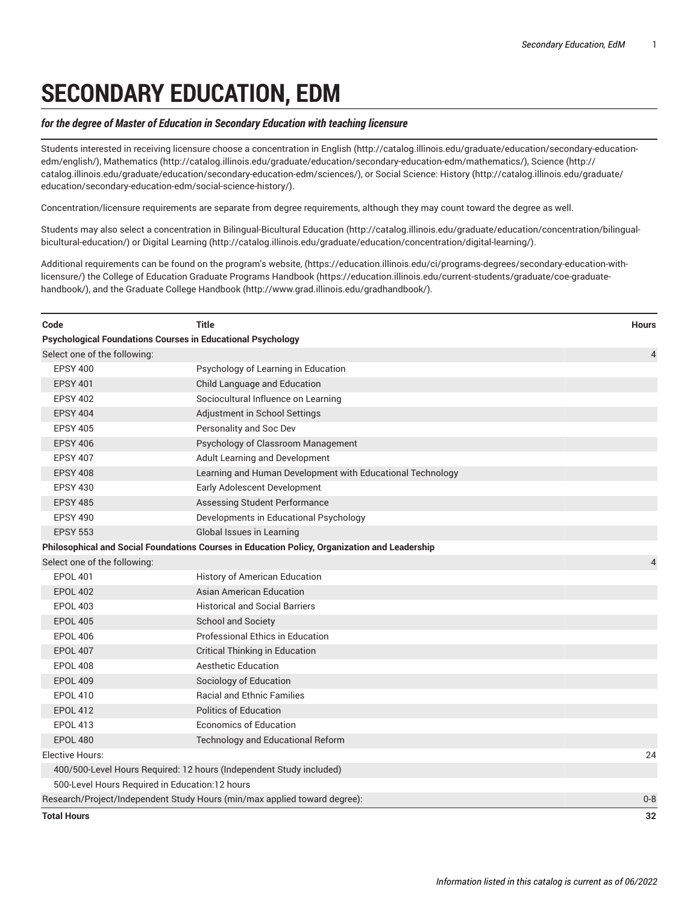# SECONDARY EDUCATION, EDM

***for the degree of Master of Education in Secondary Education with teaching licensure***

Students interested in receiving licensure choose a concentration in English (http://catalog.illinois.edu/graduate/education/secondary-education-edm/english/), Mathematics (http://catalog.illinois.edu/graduate/education/secondary-education-edm/mathematics/), Science (http://catalog.illinois.edu/graduate/education/secondary-education-edm/sciences/), or Social Science: History (http://catalog.illinois.edu/graduate/education/secondary-education-edm/social-science-history/).

Concentration/licensure requirements are separate from degree requirements, although they may count toward the degree as well.

Students may also select a concentration in Bilingual-Bicultural Education (http://catalog.illinois.edu/graduate/education/concentration/bilingual-bicultural-education/) or Digital Learning (http://catalog.illinois.edu/graduate/education/concentration/digital-learning/).

Additional requirements can be found on the program's website, (https://education.illinois.edu/ci/programs-degrees/secondary-education-with-licensure/) the College of Education Graduate Programs Handbook (https://education.illinois.edu/current-students/graduate/coe-graduate-handbook/), and the Graduate College Handbook (http://www.grad.illinois.edu/gradhandbook/).

| Code | Title | Hours |
|---|---|---|
| **Psychological Foundations Courses in Educational Psychology** | | |
| Select one of the following: | | 4 |
| EPSY 400 | Psychology of Learning in Education | |
| EPSY 401 | Child Language and Education | |
| EPSY 402 | Sociocultural Influence on Learning | |
| EPSY 404 | Adjustment in School Settings | |
| EPSY 405 | Personality and Soc Dev | |
| EPSY 406 | Psychology of Classroom Management | |
| EPSY 407 | Adult Learning and Development | |
| EPSY 408 | Learning and Human Development with Educational Technology | |
| EPSY 430 | Early Adolescent Development | |
| EPSY 485 | Assessing Student Performance | |
| EPSY 490 | Developments in Educational Psychology | |
| EPSY 553 | Global Issues in Learning | |
| **Philosophical and Social Foundations Courses in Education Policy, Organization and Leadership** | | |
| Select one of the following: | | 4 |
| EPOL 401 | History of American Education | |
| EPOL 402 | Asian American Education | |
| EPOL 403 | Historical and Social Barriers | |
| EPOL 405 | School and Society | |
| EPOL 406 | Professional Ethics in Education | |
| EPOL 407 | Critical Thinking in Education | |
| EPOL 408 | Aesthetic Education | |
| EPOL 409 | Sociology of Education | |
| EPOL 410 | Racial and Ethnic Families | |
| EPOL 412 | Politics of Education | |
| EPOL 413 | Economics of Education | |
| EPOL 480 | Technology and Educational Reform | |
| Elective Hours: | | 24 |
| 400/500-Level Hours Required: 12 hours (Independent Study included) | | |
| 500-Level Hours Required in Education:12 hours | | |
| Research/Project/Independent Study Hours (min/max applied toward degree): | | 0-8 |
| **Total Hours** | | **32** |

*Information listed in this catalog is current as of 06/2022*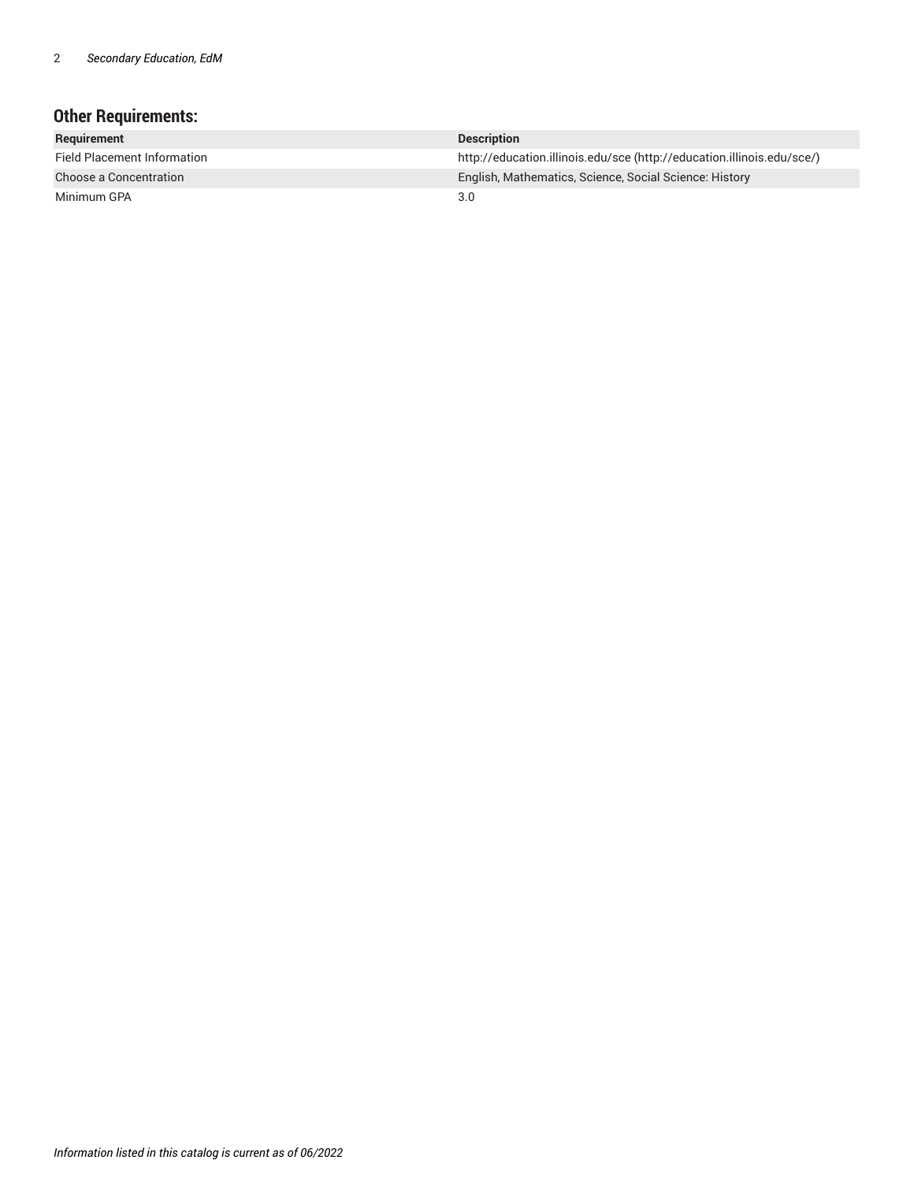## Other Requirements:

| Requirement | Description |
|---|---|
| Field Placement Information | http://education.illinois.edu/sce (http://education.illinois.edu/sce/) |
| Choose a Concentration | English, Mathematics, Science, Social Science: History |
| Minimum GPA | 3.0 |

*Information listed in this catalog is current as of 06/2022*